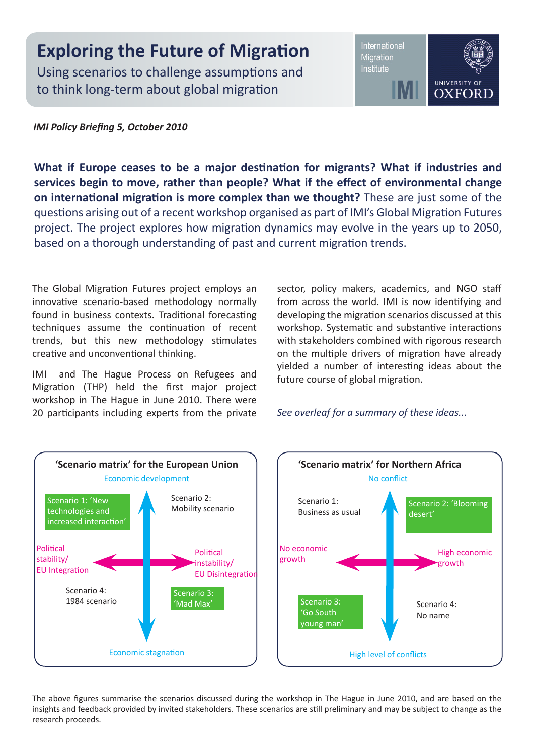# Exploring the Future of Migration

Using scenarios to challenge assumptions and to think long-term about global migration

International Migration Institute IMI | UNIVERSITY OF OXFORD

*IMI Policy Briefing 5, October 2010*

**What if Europe ceases to be a major destination for migrants? What if industries and services begin to move, rather than people? What if the effect of environmental change on international migration is more complex than we thought?** These are just some of the questions arising out of a recent workshop organised as part of IMI's Global Migration Futures project. The project explores how migration dynamics may evolve in the years up to 2050, based on a thorough understanding of past and current migration trends.

The Global Migration Futures project employs an innovative scenario-based methodology normally found in business contexts. Traditional forecasting techniques assume the continuation of recent trends, but this new methodology stimulates creative and unconventional thinking.

IMI and The Hague Process on Refugees and Migration (THP) held the first major project workshop in The Hague in June 2010. There were 20 participants including experts from the private sector, policy makers, academics, and NGO staff from across the world. IMI is now identifying and developing the migration scenarios discussed at this workshop. Systematic and substantive interactions with stakeholders combined with rigorous research on the multiple drivers of migration have already yielded a number of interesting ideas about the future course of global migration.

*See overleaf for a summary of these ideas...*

**'Scenario matrix' for the European Union**

Economic development

Scenario 1: 'New technologies and increased interaction'

Scenario 2: Mobility scenario

Political stability/ EU Integration

Political instability/ EU Disintegration

Scenario 4: 1984 scenario

Scenario 3: 'Mad Max'

Economic stagnation

**'Scenario matrix' for Northern Africa**

No conflict

Scenario 1: Business as usual

Scenario 2: 'Blooming desert'

No economic growth

High economic growth

Scenario 3: 'Go South young man'

Scenario 4: No name

High level of conflicts

The above figures summarise the scenarios discussed during the workshop in The Hague in June 2010, and are based on the insights and feedback provided by invited stakeholders. These scenarios are still preliminary and may be subject to change as the research proceeds.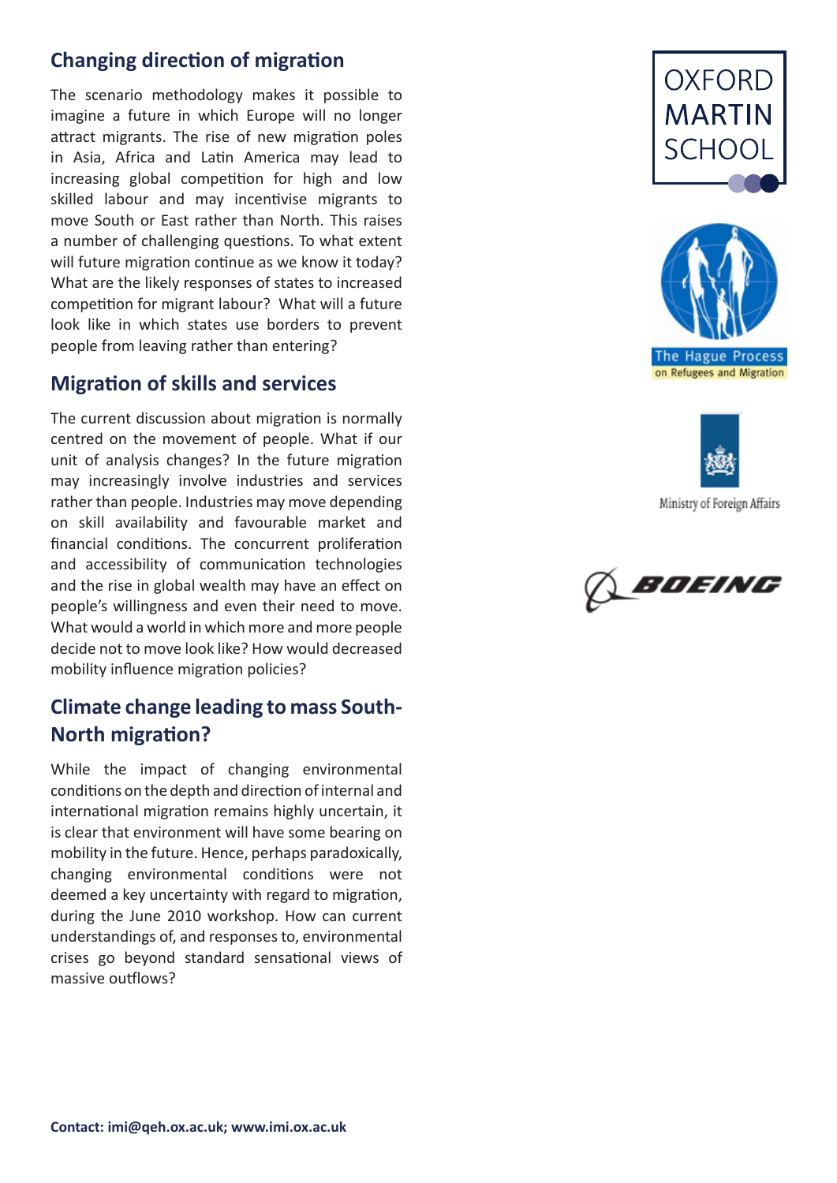## Changing direction of migration

The scenario methodology makes it possible to imagine a future in which Europe will no longer attract migrants. The rise of new migration poles in Asia, Africa and Latin America may lead to increasing global competition for high and low skilled labour and may incentivise migrants to move South or East rather than North. This raises a number of challenging questions. To what extent will future migration continue as we know it today? What are the likely responses of states to increased competition for migrant labour? What will a future look like in which states use borders to prevent people from leaving rather than entering?

## Migration of skills and services

The current discussion about migration is normally centred on the movement of people. What if our unit of analysis changes? In the future migration may increasingly involve industries and services rather than people. Industries may move depending on skill availability and favourable market and financial conditions. The concurrent proliferation and accessibility of communication technologies and the rise in global wealth may have an effect on people's willingness and even their need to move. What would a world in which more and more people decide not to move look like? How would decreased mobility influence migration policies?

## Climate change leading to mass South-North migration?

While the impact of changing environmental conditions on the depth and direction of internal and international migration remains highly uncertain, it is clear that environment will have some bearing on mobility in the future. Hence, perhaps paradoxically, changing environmental conditions were not deemed a key uncertainty with regard to migration, during the June 2010 workshop. How can current understandings of, and responses to, environmental crises go beyond standard sensational views of massive outflows?

OXFORD MARTIN SCHOOL

The Hague Process on Refugees and Migration

Ministry of Foreign Affairs

BOEING

**Contact: imi@qeh.ox.ac.uk; www.imi.ox.ac.uk**